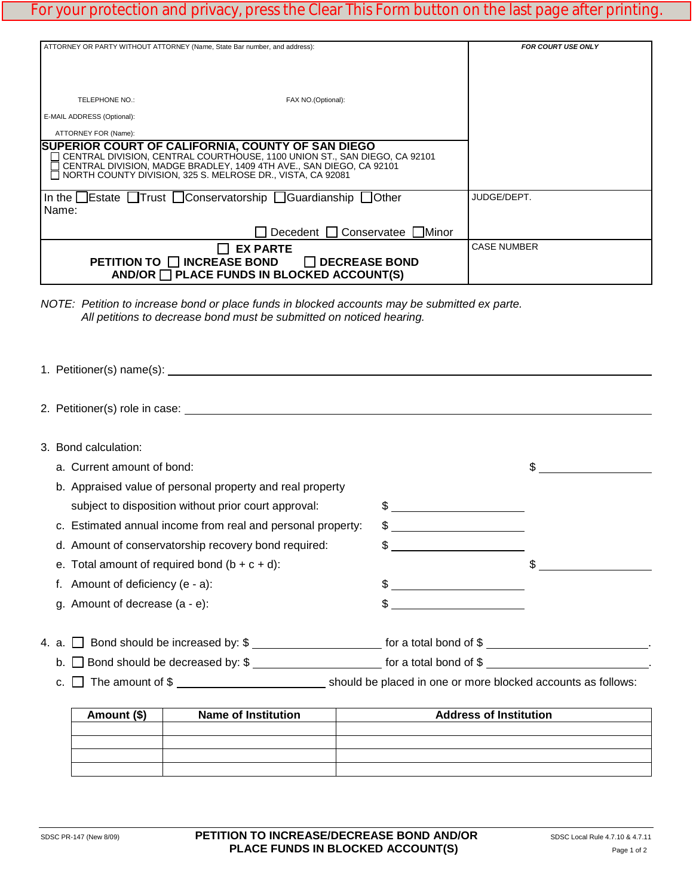For your protection and privacy, press the Clear This Form button on the last page after printing.

| ATTORNEY OR PARTY WITHOUT ATTORNEY (Name, State Bar number, and address): TELEPHONE NO.: FAX NO.(Optional): E-MAIL ADDRESS (Optional): ATTORNEY FOR (Name): | *FOR COURT USE ONLY* |
|---|---|
| **SUPERIOR COURT OF CALIFORNIA, COUNTY OF SAN DIEGO** ☐ CENTRAL DIVISION, CENTRAL COURTHOUSE, 1100 UNION ST., SAN DIEGO, CA 92101 ☐ CENTRAL DIVISION, MADGE BRADLEY, 1409 4TH AVE., SAN DIEGO, CA 92101 ☐ NORTH COUNTY DIVISION, 325 S. MELROSE DR., VISTA, CA 92081 | |
| In the ☐ Estate ☐ Trust ☐ Conservatorship ☐ Guardianship ☐ Other Name: ☐ Decedent ☐ Conservatee ☐ Minor | JUDGE/DEPT. |
| ☐ **EX PARTE** **PETITION TO** ☐ **INCREASE BOND** ☐ **DECREASE BOND** **AND/OR** ☐ **PLACE FUNDS IN BLOCKED ACCOUNT(S)** | CASE NUMBER |

*NOTE: Petition to increase bond or place funds in blocked accounts may be submitted ex parte. All petitions to decrease bond must be submitted on noticed hearing.*

1. Petitioner(s) name(s): ______________________

2. Petitioner(s) role in case: ______________________

3. Bond calculation:
   - a. Current amount of bond: $ __________
   - b. Appraised value of personal property and real property subject to disposition without prior court approval: $ __________
   - c. Estimated annual income from real and personal property: $ __________
   - d. Amount of conservatorship recovery bond required: $ __________
   - e. Total amount of required bond (b + c + d): $ __________
   - f. Amount of deficiency (e - a): $ __________
   - g. Amount of decrease (a - e): $ __________

4. a. ☐ Bond should be increased by: $ __________ for a total bond of $ __________.
   b. ☐ Bond should be decreased by: $ __________ for a total bond of $ __________.
   c. ☐ The amount of $ __________ should be placed in one or more blocked accounts as follows:

| Amount ($) | Name of Institution | Address of Institution |
|---|---|---|
| | | |
| | | |
| | | |
| | | |

SDSC PR-147 (New 8/09) **PETITION TO INCREASE/DECREASE BOND AND/OR PLACE FUNDS IN BLOCKED ACCOUNT(S)** SDSC Local Rule 4.7.10 & 4.7.11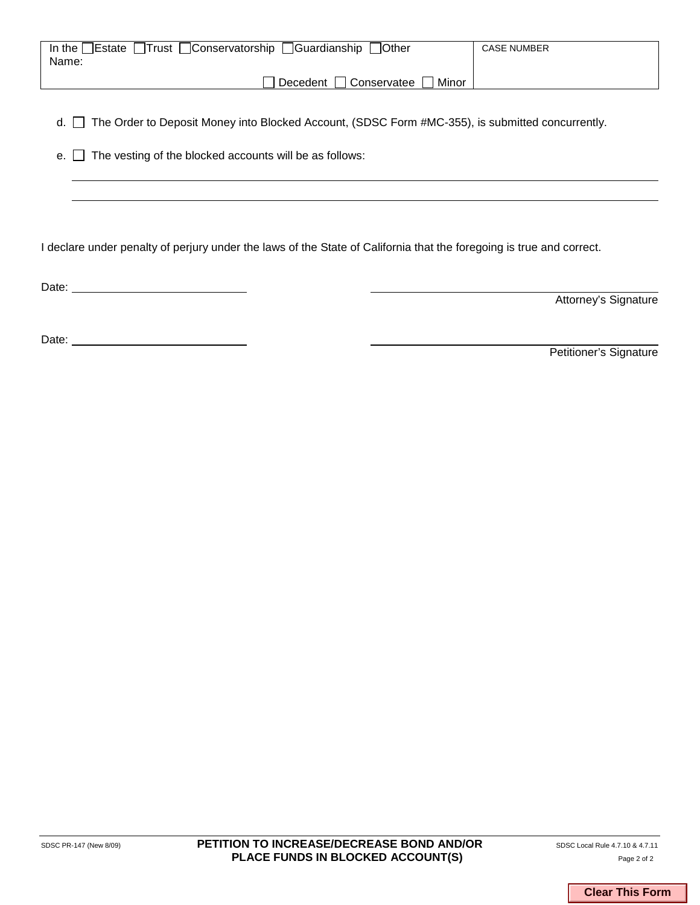| In the ☐ Estate ☐ Trust ☐ Conservatorship ☐ Guardianship ☐ Other Name: ☐ Decedent ☐ Conservatee ☐ Minor | CASE NUMBER |
|---|---|

d. ☐ The Order to Deposit Money into Blocked Account, (SDSC Form #MC-355), is submitted concurrently.

e. ☐ The vesting of the blocked accounts will be as follows:

\_\_\_\_\_\_\_\_\_\_\_\_\_\_\_\_\_\_\_\_\_\_\_\_\_\_\_\_\_\_\_\_\_\_\_\_\_\_\_\_\_\_\_\_\_\_\_\_\_\_\_\_\_\_\_\_\_\_\_\_

\_\_\_\_\_\_\_\_\_\_\_\_\_\_\_\_\_\_\_\_\_\_\_\_\_\_\_\_\_\_\_\_\_\_\_\_\_\_\_\_\_\_\_\_\_\_\_\_\_\_\_\_\_\_\_\_\_\_\_\_

I declare under penalty of perjury under the laws of the State of California that the foregoing is true and correct.

Date: \_\_\_\_\_\_\_\_\_\_\_\_\_\_\_\_\_\_\_\_\_\_\_\_ \_\_\_\_\_\_\_\_\_\_\_\_\_\_\_\_\_\_\_\_\_\_\_\_\_\_\_\_\_\_\_\_
Attorney's Signature

Date: \_\_\_\_\_\_\_\_\_\_\_\_\_\_\_\_\_\_\_\_\_\_\_\_ \_\_\_\_\_\_\_\_\_\_\_\_\_\_\_\_\_\_\_\_\_\_\_\_\_\_\_\_\_\_\_\_
Petitioner's Signature

SDSC PR-147 (New 8/09)

**PETITION TO INCREASE/DECREASE BOND AND/OR PLACE FUNDS IN BLOCKED ACCOUNT(S)**

SDSC Local Rule 4.7.10 & 4.7.11

Clear This Form